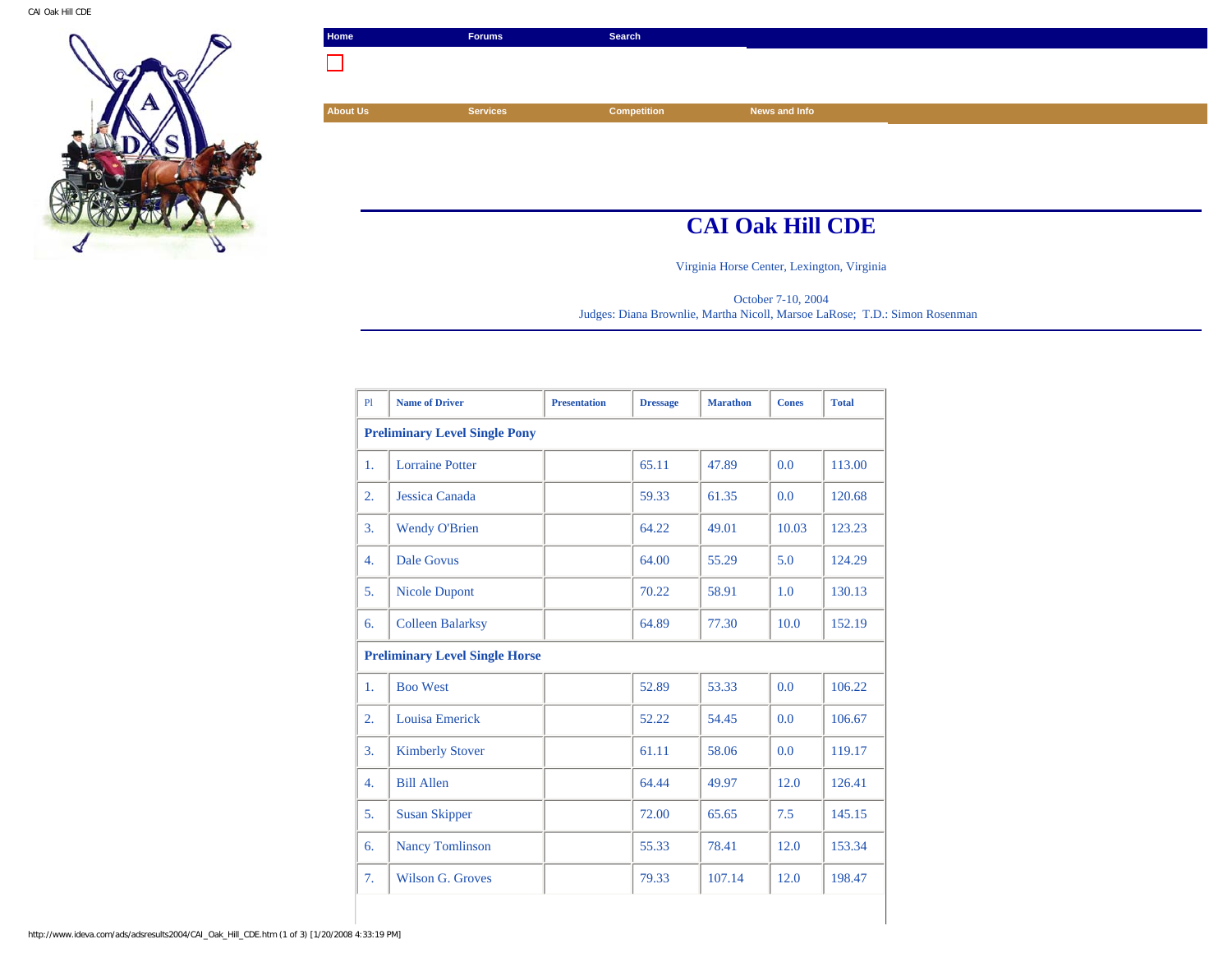Home | Forums | Search

About Us | Services | Competition | News and Info

# CAI Oak Hill CDE

Virginia Horse Center, Lexington, Virginia

October 7-10, 2004
Judges: Diana Brownlie, Martha Nicoll, Marsoe LaRose; T.D.: Simon Rosenman

| Pl | Name of Driver | Presentation | Dressage | Marathon | Cones | Total |
|---|---|---|---|---|---|---|
| **Preliminary Level Single Pony** | | | | | | |
| 1. | Lorraine Potter | | 65.11 | 47.89 | 0.0 | 113.00 |
| 2. | Jessica Canada | | 59.33 | 61.35 | 0.0 | 120.68 |
| 3. | Wendy O'Brien | | 64.22 | 49.01 | 10.03 | 123.23 |
| 4. | Dale Govus | | 64.00 | 55.29 | 5.0 | 124.29 |
| 5. | Nicole Dupont | | 70.22 | 58.91 | 1.0 | 130.13 |
| 6. | Colleen Balarksy | | 64.89 | 77.30 | 10.0 | 152.19 |
| **Preliminary Level Single Horse** | | | | | | |
| 1. | Boo West | | 52.89 | 53.33 | 0.0 | 106.22 |
| 2. | Louisa Emerick | | 52.22 | 54.45 | 0.0 | 106.67 |
| 3. | Kimberly Stover | | 61.11 | 58.06 | 0.0 | 119.17 |
| 4. | Bill Allen | | 64.44 | 49.97 | 12.0 | 126.41 |
| 5. | Susan Skipper | | 72.00 | 65.65 | 7.5 | 145.15 |
| 6. | Nancy Tomlinson | | 55.33 | 78.41 | 12.0 | 153.34 |
| 7. | Wilson G. Groves | | 79.33 | 107.14 | 12.0 | 198.47 |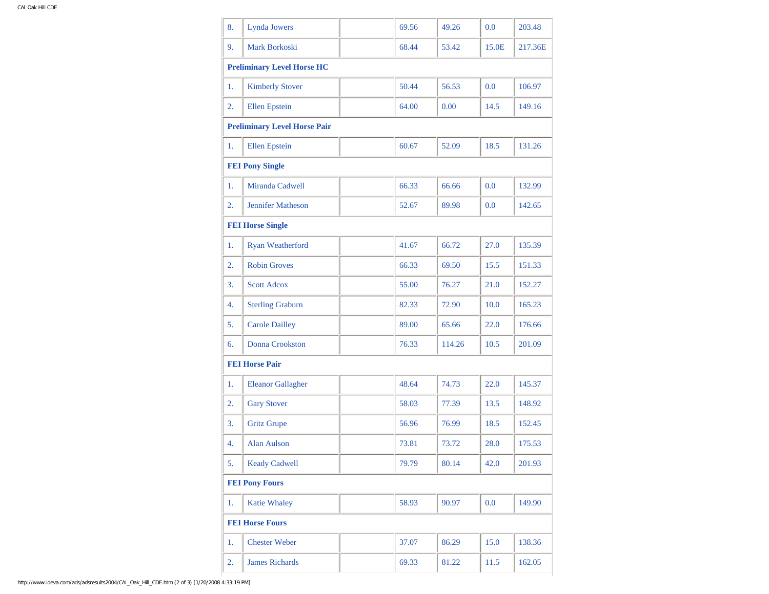| | | | | | | |
|---|---|---|---|---|---|---|
| 8. | Lynda Jowers | | 69.56 | 49.26 | 0.0 | 203.48 |
| 9. | Mark Borkoski | | 68.44 | 53.42 | 15.0E | 217.36E |
| **Preliminary Level Horse HC** | | | | | | |
| 1. | Kimberly Stover | | 50.44 | 56.53 | 0.0 | 106.97 |
| 2. | Ellen Epstein | | 64.00 | 0.00 | 14.5 | 149.16 |
| **Preliminary Level Horse Pair** | | | | | | |
| 1. | Ellen Epstein | | 60.67 | 52.09 | 18.5 | 131.26 |
| **FEI Pony Single** | | | | | | |
| 1. | Miranda Cadwell | | 66.33 | 66.66 | 0.0 | 132.99 |
| 2. | Jennifer Matheson | | 52.67 | 89.98 | 0.0 | 142.65 |
| **FEI Horse Single** | | | | | | |
| 1. | Ryan Weatherford | | 41.67 | 66.72 | 27.0 | 135.39 |
| 2. | Robin Groves | | 66.33 | 69.50 | 15.5 | 151.33 |
| 3. | Scott Adcox | | 55.00 | 76.27 | 21.0 | 152.27 |
| 4. | Sterling Graburn | | 82.33 | 72.90 | 10.0 | 165.23 |
| 5. | Carole Dailley | | 89.00 | 65.66 | 22.0 | 176.66 |
| 6. | Donna Crookston | | 76.33 | 114.26 | 10.5 | 201.09 |
| **FEI Horse Pair** | | | | | | |
| 1. | Eleanor Gallagher | | 48.64 | 74.73 | 22.0 | 145.37 |
| 2. | Gary Stover | | 58.03 | 77.39 | 13.5 | 148.92 |
| 3. | Gritz Grupe | | 56.96 | 76.99 | 18.5 | 152.45 |
| 4. | Alan Aulson | | 73.81 | 73.72 | 28.0 | 175.53 |
| 5. | Keady Cadwell | | 79.79 | 80.14 | 42.0 | 201.93 |
| **FEI Pony Fours** | | | | | | |
| 1. | Katie Whaley | | 58.93 | 90.97 | 0.0 | 149.90 |
| **FEI Horse Fours** | | | | | | |
| 1. | Chester Weber | | 37.07 | 86.29 | 15.0 | 138.36 |
| 2. | James Richards | | 69.33 | 81.22 | 11.5 | 162.05 |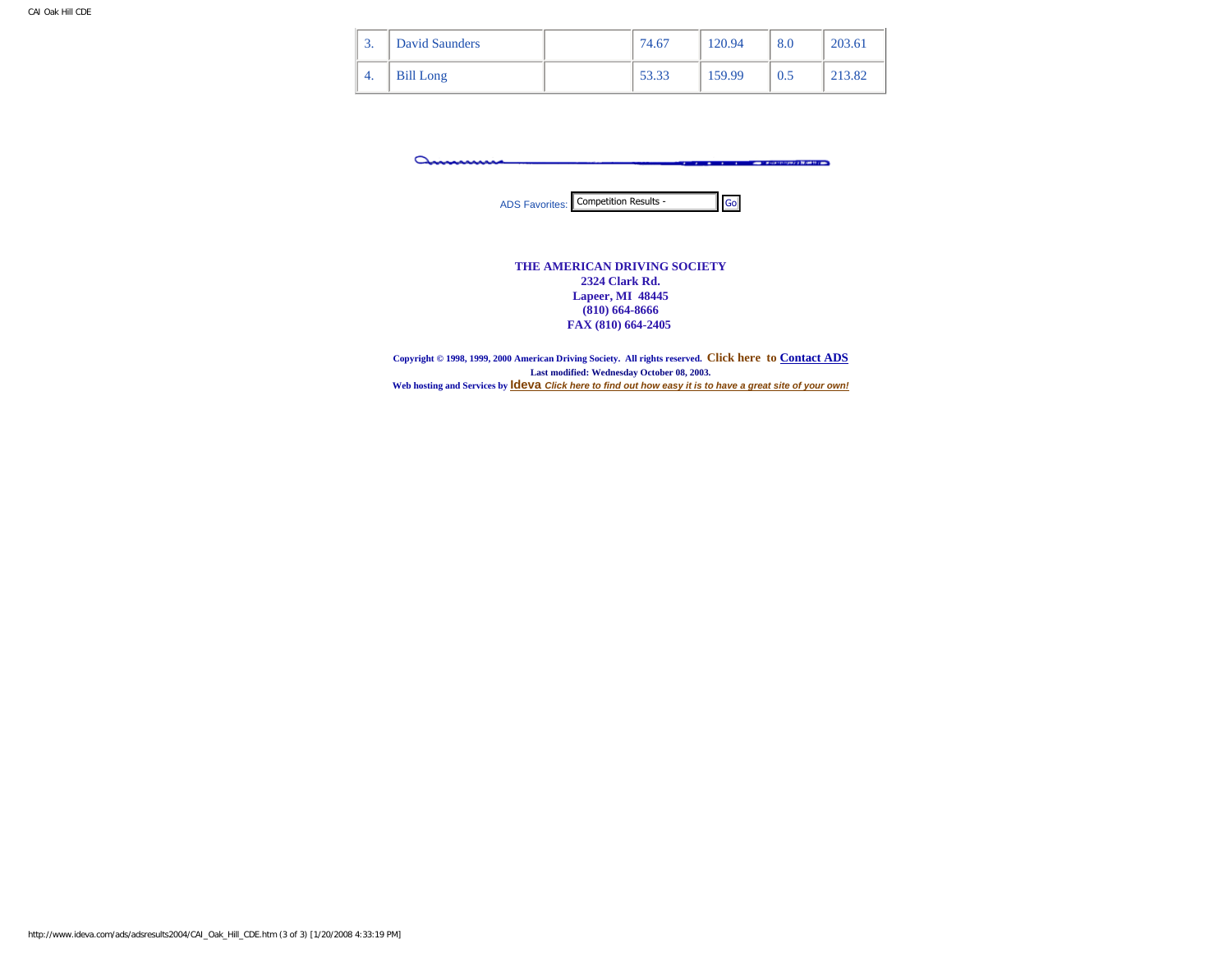| | | | | | | |
|---|---|---|---|---|---|---|
| 3. | David Saunders | | 74.67 | 120.94 | 8.0 | 203.61 |
| 4. | Bill Long | | 53.33 | 159.99 | 0.5 | 213.82 |

ADS Favorites: Competition Results - Go

**THE AMERICAN DRIVING SOCIETY**
**2324 Clark Rd.**
**Lapeer, MI 48445**
**(810) 664-8666**
**FAX (810) 664-2405**

**Copyright © 1998, 1999, 2000 American Driving Society. All rights reserved. Click here to Contact ADS**
**Last modified: Wednesday October 08, 2003.**
**Web hosting and Services by Ideva** ***Click here to find out how easy it is to have a great site of your own!***